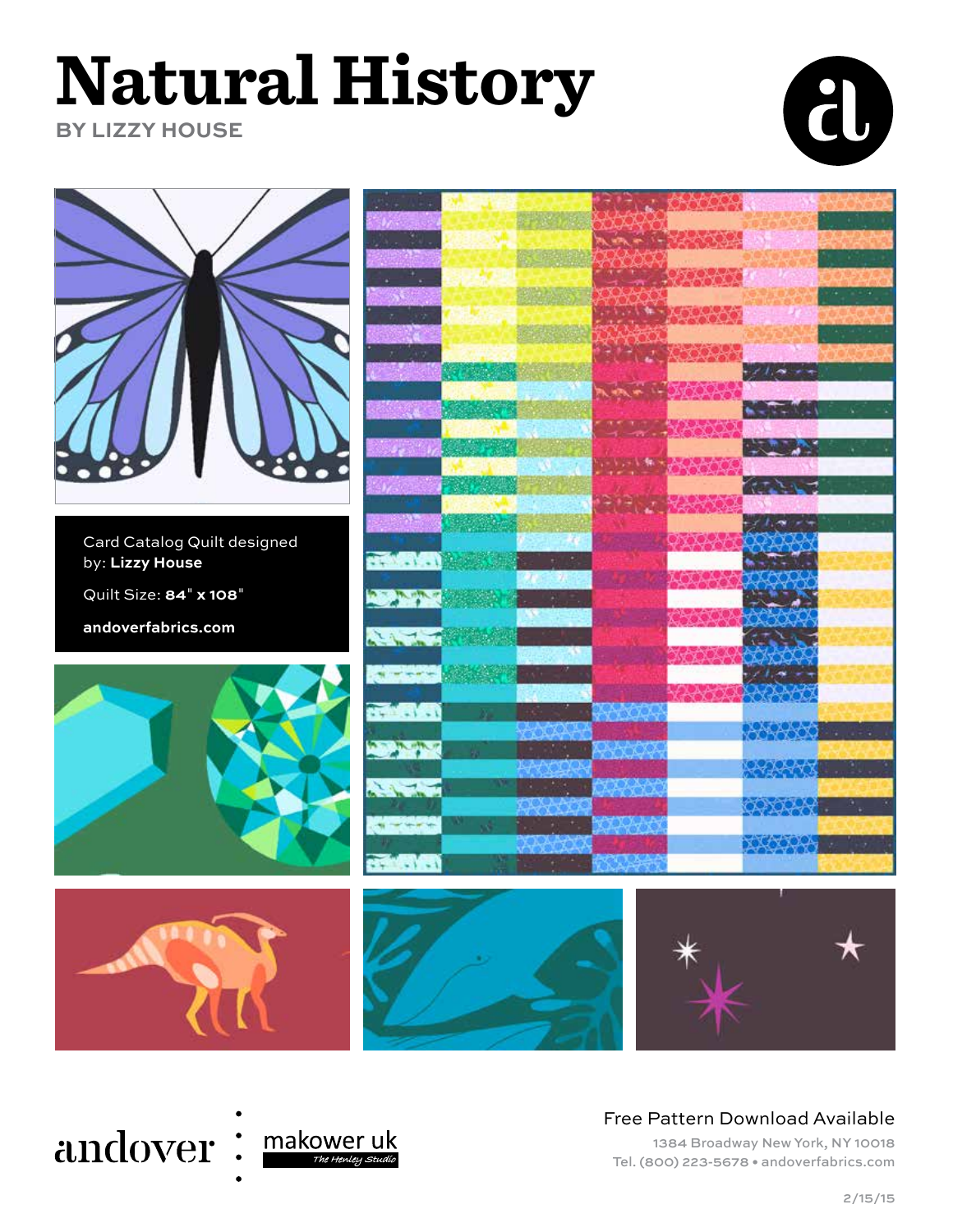# Natural History

**BY LIZZY HOUSE**

Card Catalog Quilt designed by: **Lizzy House**

Quilt Size: **84" x 108"**

**andoverfabrics.com**

andover : makower uk *The Henley Studio*

Free Pattern Download Available

1384 Broadway New York, NY 10018
Tel. (800) 223-5678 • andoverfabrics.com

2/15/15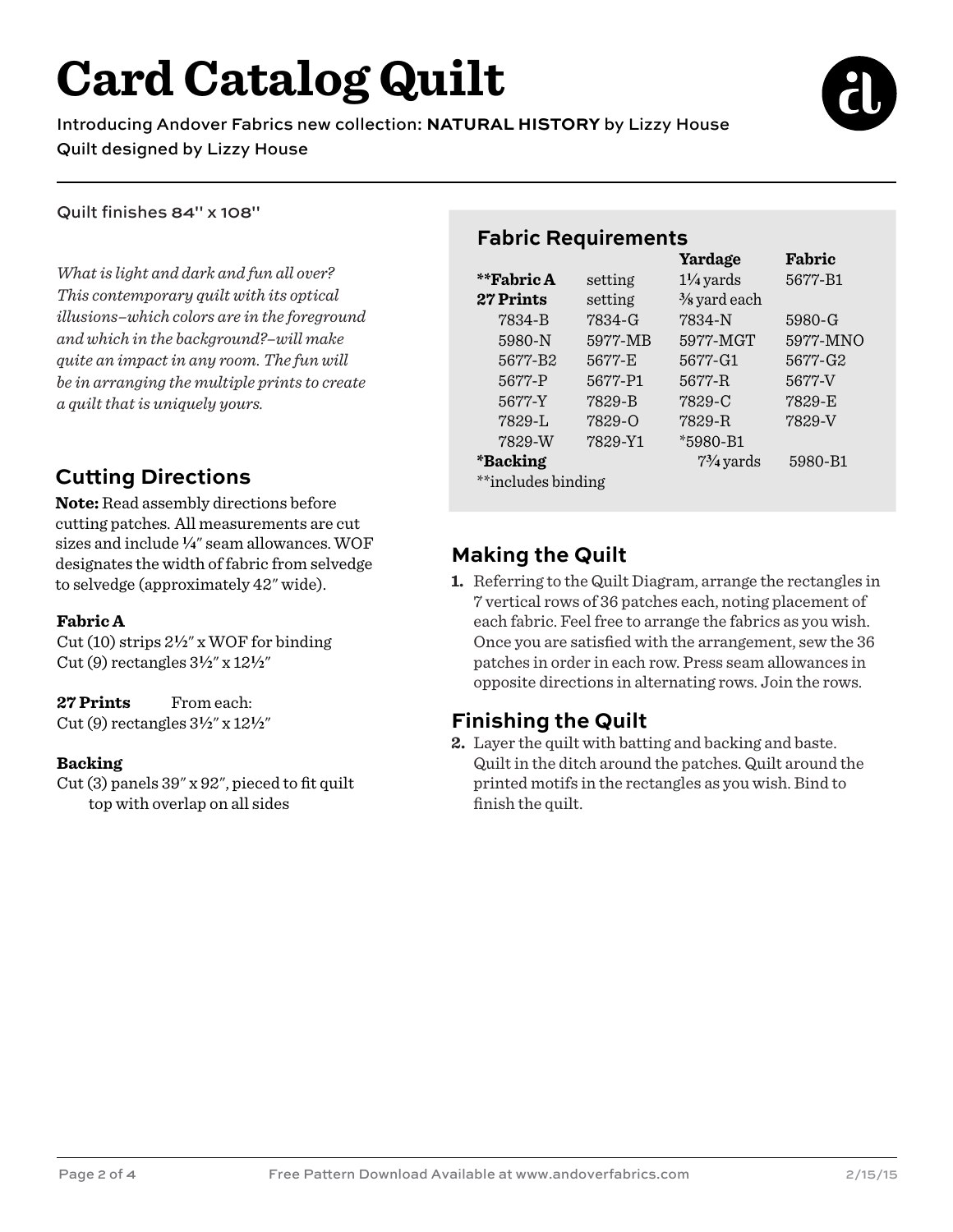# Card Catalog Quilt

Introducing Andover Fabrics new collection: **NATURAL HISTORY** by Lizzy House
Quilt designed by Lizzy House

Quilt finishes 84" x 108"

*What is light and dark and fun all over? This contemporary quilt with its optical illusions–which colors are in the foreground and which in the background?–will make quite an impact in any room. The fun will be in arranging the multiple prints to create a quilt that is uniquely yours.*

## Fabric Requirements

| | | Yardage | Fabric |
|---|---|---|---|
| **\*\*Fabric A** | setting | 1¼ yards | 5677-B1 |
| **27 Prints** | setting | ⅜ yard each | |
| 7834-B | 7834-G | 7834-N | 5980-G |
| 5980-N | 5977-MB | 5977-MGT | 5977-MNO |
| 5677-B2 | 5677-E | 5677-G1 | 5677-G2 |
| 5677-P | 5677-P1 | 5677-R | 5677-V |
| 5677-Y | 7829-B | 7829-C | 7829-E |
| 7829-L | 7829-O | 7829-R | 7829-V |
| 7829-W | 7829-Y1 | *5980-B1 | |
| **\*Backing** | | 7¾ yards | 5980-B1 |

**includes binding

## Cutting Directions

**Note:** Read assembly directions before cutting patches. All measurements are cut sizes and include ¼" seam allowances. WOF designates the width of fabric from selvedge to selvedge (approximately 42" wide).

**Fabric A**
Cut (10) strips 2½" x WOF for binding
Cut (9) rectangles 3½" x 12½"

**27 Prints** From each:
Cut (9) rectangles 3½" x 12½"

**Backing**
Cut (3) panels 39" x 92", pieced to fit quilt top with overlap on all sides

## Making the Quilt

1. Referring to the Quilt Diagram, arrange the rectangles in 7 vertical rows of 36 patches each, noting placement of each fabric. Feel free to arrange the fabrics as you wish. Once you are satisfied with the arrangement, sew the 36 patches in order in each row. Press seam allowances in opposite directions in alternating rows. Join the rows.

## Finishing the Quilt

2. Layer the quilt with batting and backing and baste. Quilt in the ditch around the patches. Quilt around the printed motifs in the rectangles as you wish. Bind to finish the quilt.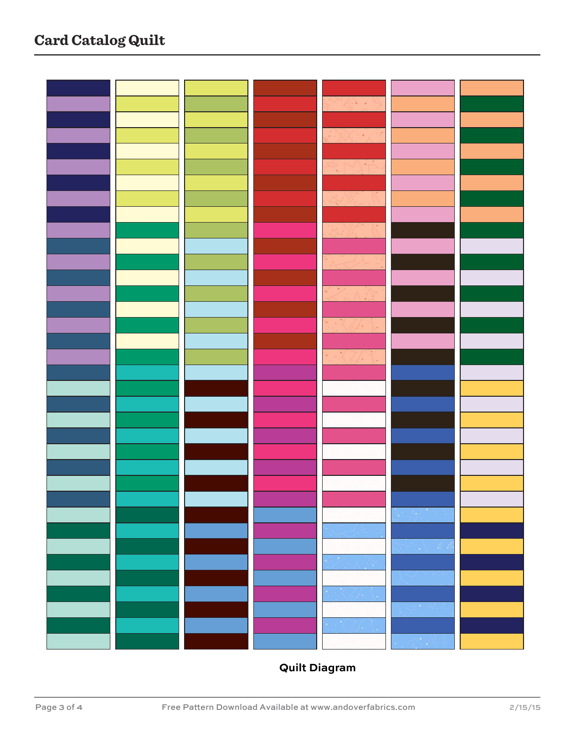Quilt Diagram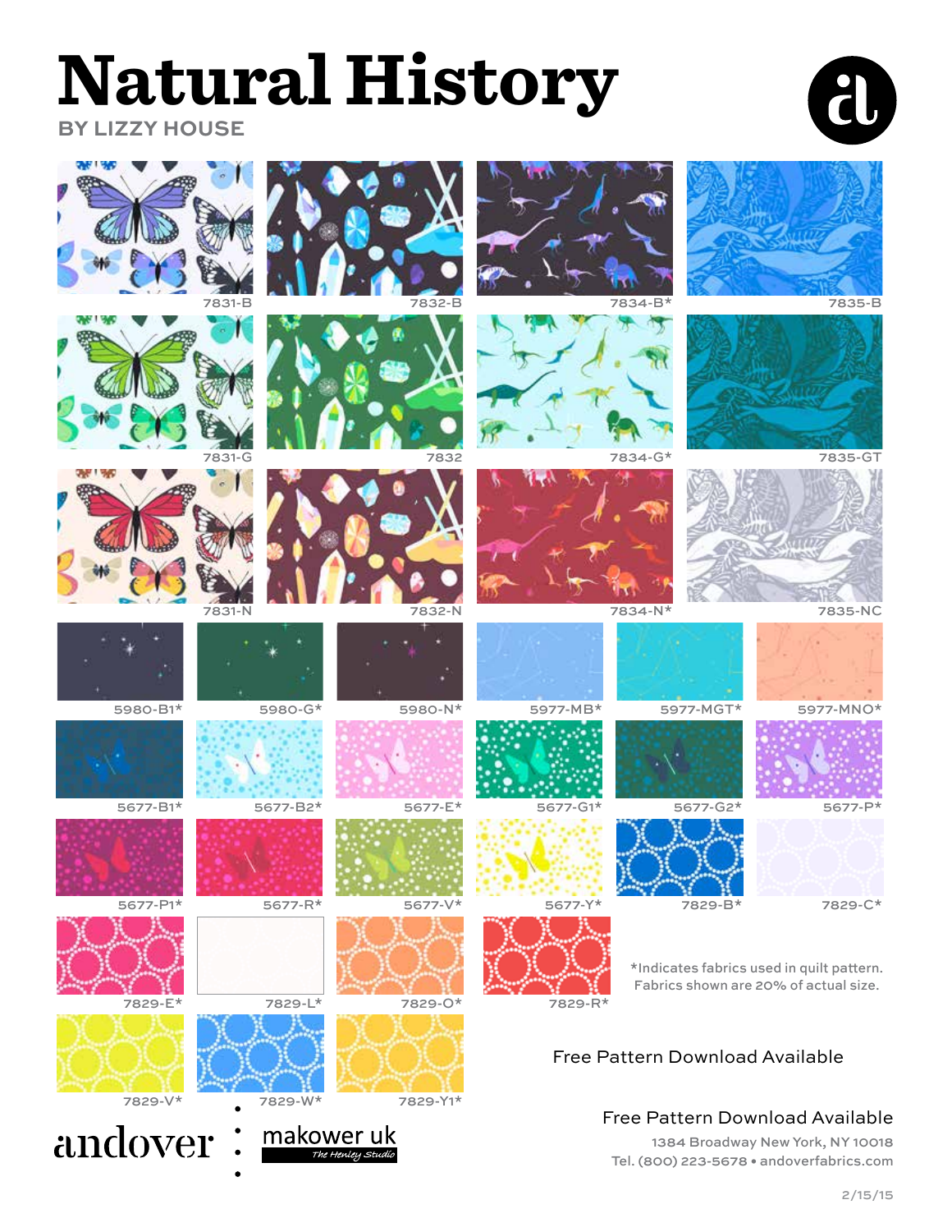# Natural History

BY LIZZY HOUSE

7831-B
7832-B
7834-B*
7835-B

7831-G
7832
7834-G*
7835-GT

7831-N
7832-N
7834-N*
7835-NC

5980-B1*
5980-G*
5980-N*
5977-MB*
5977-MGT*
5977-MNO*

5677-B1*
5677-B2*
5677-E*
5677-G1*
5677-G2*
5677-P*

5677-P1*
5677-R*
5677-V*
5677-Y*
7829-B*
7829-C*

7829-E*
7829-L*
7829-O*
7829-R*

*Indicates fabrics used in quilt pattern.
Fabrics shown are 20% of actual size.

7829-V*
7829-W*
7829-Y1*

Free Pattern Download Available

andover • makower uk The Henley Studio

Free Pattern Download Available

1384 Broadway New York, NY 10018
Tel. (800) 223-5678 • andoverfabrics.com

2/15/15